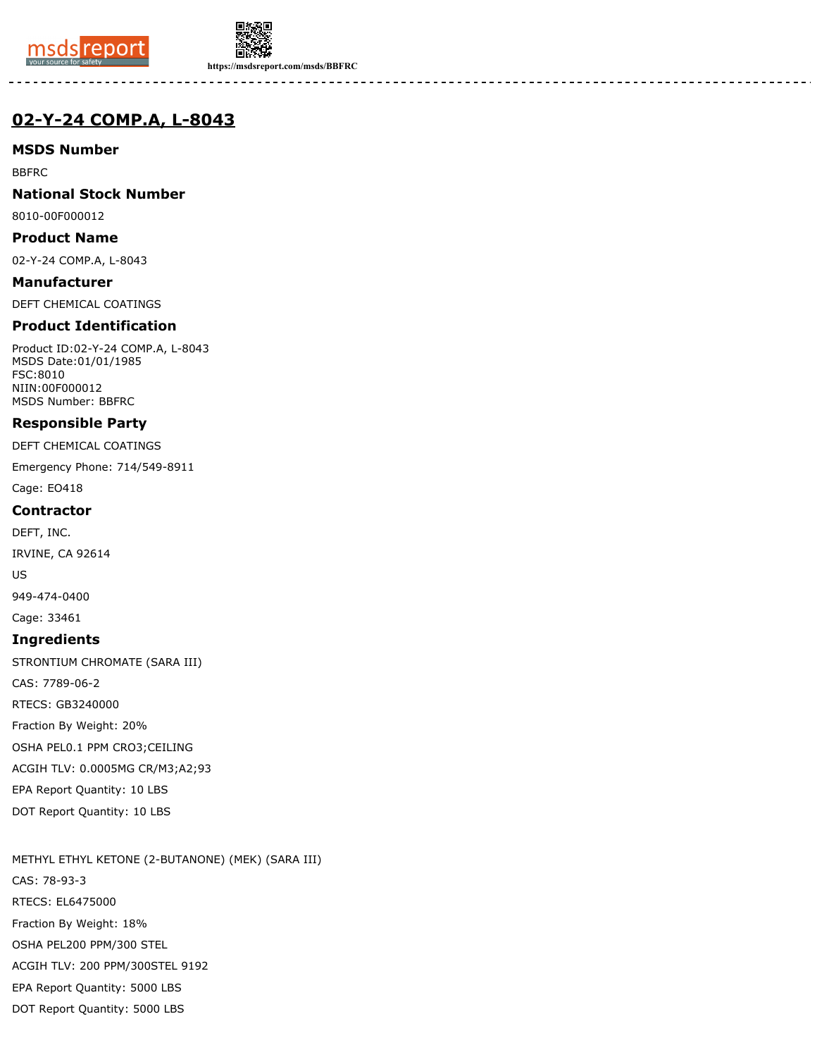# 02-Y-24 COMP.A, L-8043

## MSDS Number

BBFRC

## National Stock Number

8010-00F000012

## Product Name

02-Y-24 COMP.A, L-8043

## Manufacturer

DEFT CHEMICAL COATINGS

## Product Identification

Product ID:02-Y-24 COMP.A, L-8043
MSDS Date:01/01/1985
FSC:8010
NIIN:00F000012
MSDS Number: BBFRC

## Responsible Party

DEFT CHEMICAL COATINGS

Emergency Phone: 714/549-8911

Cage: EO418

## Contractor

DEFT, INC.

IRVINE, CA 92614

US

949-474-0400

Cage: 33461

## Ingredients

STRONTIUM CHROMATE (SARA III)

CAS: 7789-06-2

RTECS: GB3240000

Fraction By Weight: 20%

OSHA PEL0.1 PPM CRO3;CEILING

ACGIH TLV: 0.0005MG CR/M3;A2;93

EPA Report Quantity: 10 LBS

DOT Report Quantity: 10 LBS

METHYL ETHYL KETONE (2-BUTANONE) (MEK) (SARA III)

CAS: 78-93-3

RTECS: EL6475000

Fraction By Weight: 18%

OSHA PEL200 PPM/300 STEL

ACGIH TLV: 200 PPM/300STEL 9192

EPA Report Quantity: 5000 LBS

DOT Report Quantity: 5000 LBS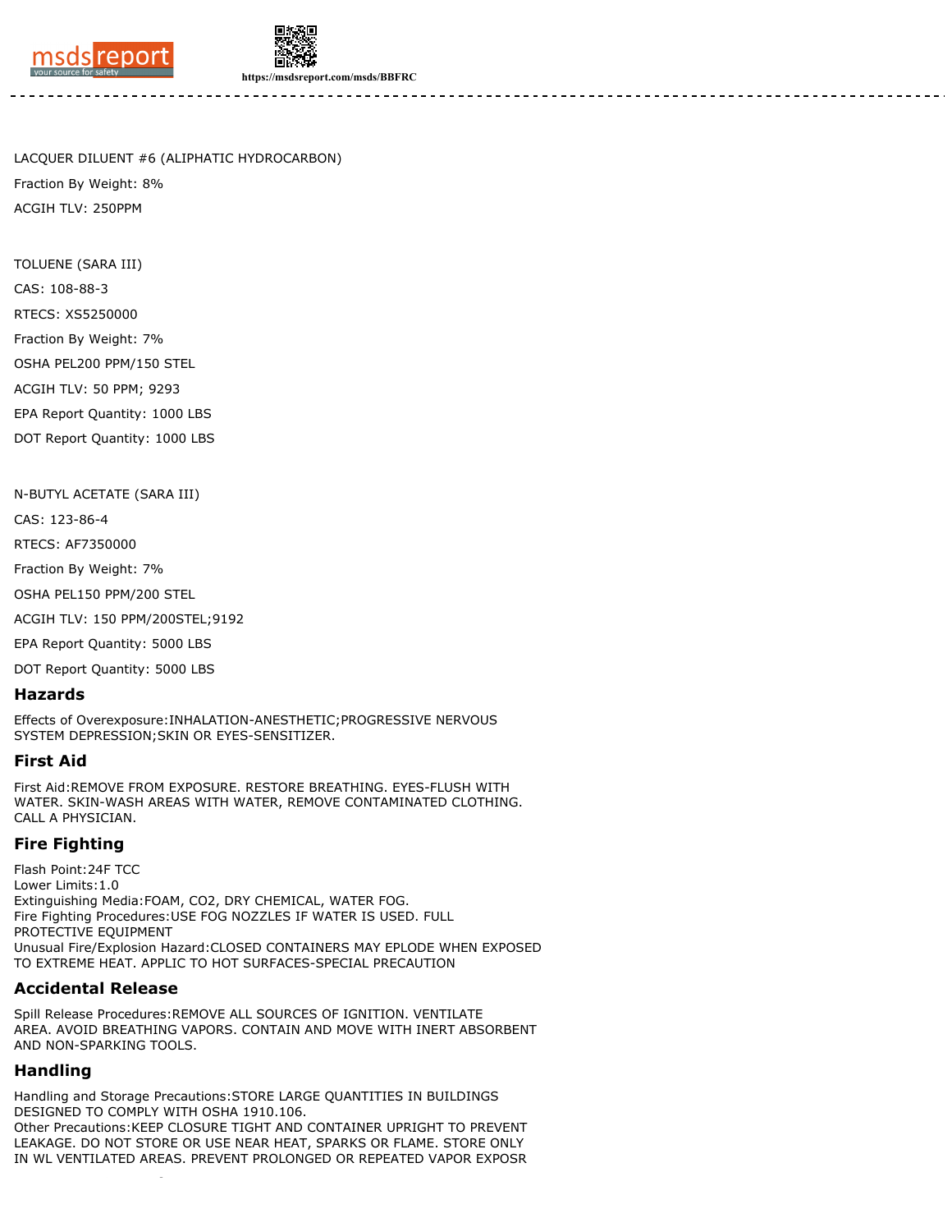LACQUER DILUENT #6 (ALIPHATIC HYDROCARBON)

Fraction By Weight: 8%

ACGIH TLV: 250PPM

TOLUENE (SARA III)

CAS: 108-88-3

RTECS: XS5250000

Fraction By Weight: 7%

OSHA PEL200 PPM/150 STEL

ACGIH TLV: 50 PPM; 9293

EPA Report Quantity: 1000 LBS

DOT Report Quantity: 1000 LBS

N-BUTYL ACETATE (SARA III)

CAS: 123-86-4

RTECS: AF7350000

Fraction By Weight: 7%

OSHA PEL150 PPM/200 STEL

ACGIH TLV: 150 PPM/200STEL;9192

EPA Report Quantity: 5000 LBS

DOT Report Quantity: 5000 LBS

## Hazards

Effects of Overexposure:INHALATION-ANESTHETIC;PROGRESSIVE NERVOUS SYSTEM DEPRESSION;SKIN OR EYES-SENSITIZER.

## First Aid

First Aid:REMOVE FROM EXPOSURE. RESTORE BREATHING. EYES-FLUSH WITH WATER. SKIN-WASH AREAS WITH WATER, REMOVE CONTAMINATED CLOTHING. CALL A PHYSICIAN.

## Fire Fighting

Flash Point:24F TCC
Lower Limits:1.0
Extinguishing Media:FOAM, CO2, DRY CHEMICAL, WATER FOG.
Fire Fighting Procedures:USE FOG NOZZLES IF WATER IS USED. FULL PROTECTIVE EQUIPMENT
Unusual Fire/Explosion Hazard:CLOSED CONTAINERS MAY EPLODE WHEN EXPOSED TO EXTREME HEAT. APPLIC TO HOT SURFACES-SPECIAL PRECAUTION

## Accidental Release

Spill Release Procedures:REMOVE ALL SOURCES OF IGNITION. VENTILATE AREA. AVOID BREATHING VAPORS. CONTAIN AND MOVE WITH INERT ABSORBENT AND NON-SPARKING TOOLS.

## Handling

Handling and Storage Precautions:STORE LARGE QUANTITIES IN BUILDINGS DESIGNED TO COMPLY WITH OSHA 1910.106.
Other Precautions:KEEP CLOSURE TIGHT AND CONTAINER UPRIGHT TO PREVENT LEAKAGE. DO NOT STORE OR USE NEAR HEAT, SPARKS OR FLAME. STORE ONLY IN WL VENTILATED AREAS. PREVENT PROLONGED OR REPEATED VAPOR EXPOSR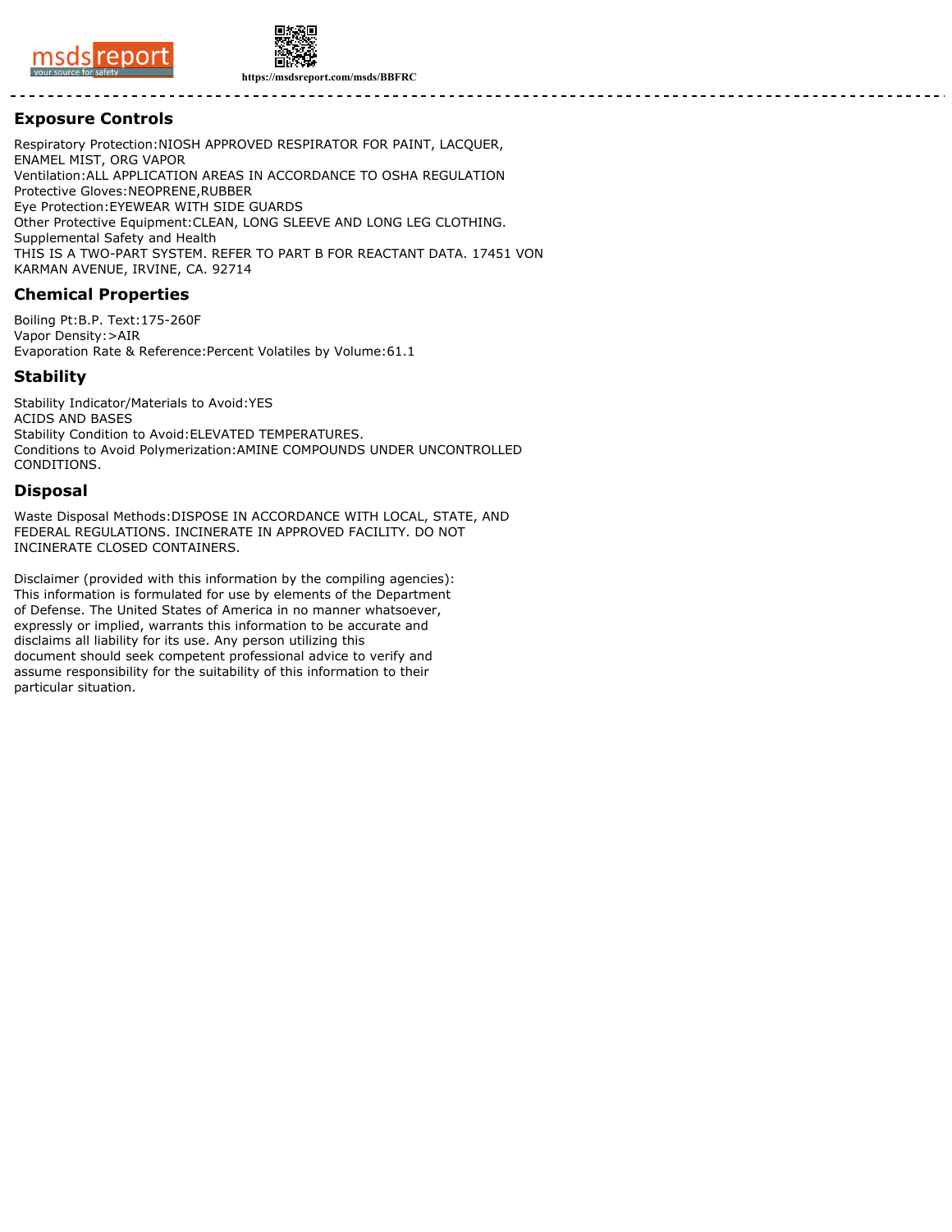## Exposure Controls

Respiratory Protection:NIOSH APPROVED RESPIRATOR FOR PAINT, LACQUER, ENAMEL MIST, ORG VAPOR
Ventilation:ALL APPLICATION AREAS IN ACCORDANCE TO OSHA REGULATION
Protective Gloves:NEOPRENE,RUBBER
Eye Protection:EYEWEAR WITH SIDE GUARDS
Other Protective Equipment:CLEAN, LONG SLEEVE AND LONG LEG CLOTHING.
Supplemental Safety and Health
THIS IS A TWO-PART SYSTEM. REFER TO PART B FOR REACTANT DATA. 17451 VON KARMAN AVENUE, IRVINE, CA. 92714

## Chemical Properties

Boiling Pt:B.P. Text:175-260F
Vapor Density:>AIR
Evaporation Rate & Reference:Percent Volatiles by Volume:61.1

## Stability

Stability Indicator/Materials to Avoid:YES
ACIDS AND BASES
Stability Condition to Avoid:ELEVATED TEMPERATURES.
Conditions to Avoid Polymerization:AMINE COMPOUNDS UNDER UNCONTROLLED CONDITIONS.

## Disposal

Waste Disposal Methods:DISPOSE IN ACCORDANCE WITH LOCAL, STATE, AND FEDERAL REGULATIONS. INCINERATE IN APPROVED FACILITY. DO NOT INCINERATE CLOSED CONTAINERS.

Disclaimer (provided with this information by the compiling agencies): This information is formulated for use by elements of the Department of Defense. The United States of America in no manner whatsoever, expressly or implied, warrants this information to be accurate and disclaims all liability for its use. Any person utilizing this document should seek competent professional advice to verify and assume responsibility for the suitability of this information to their particular situation.